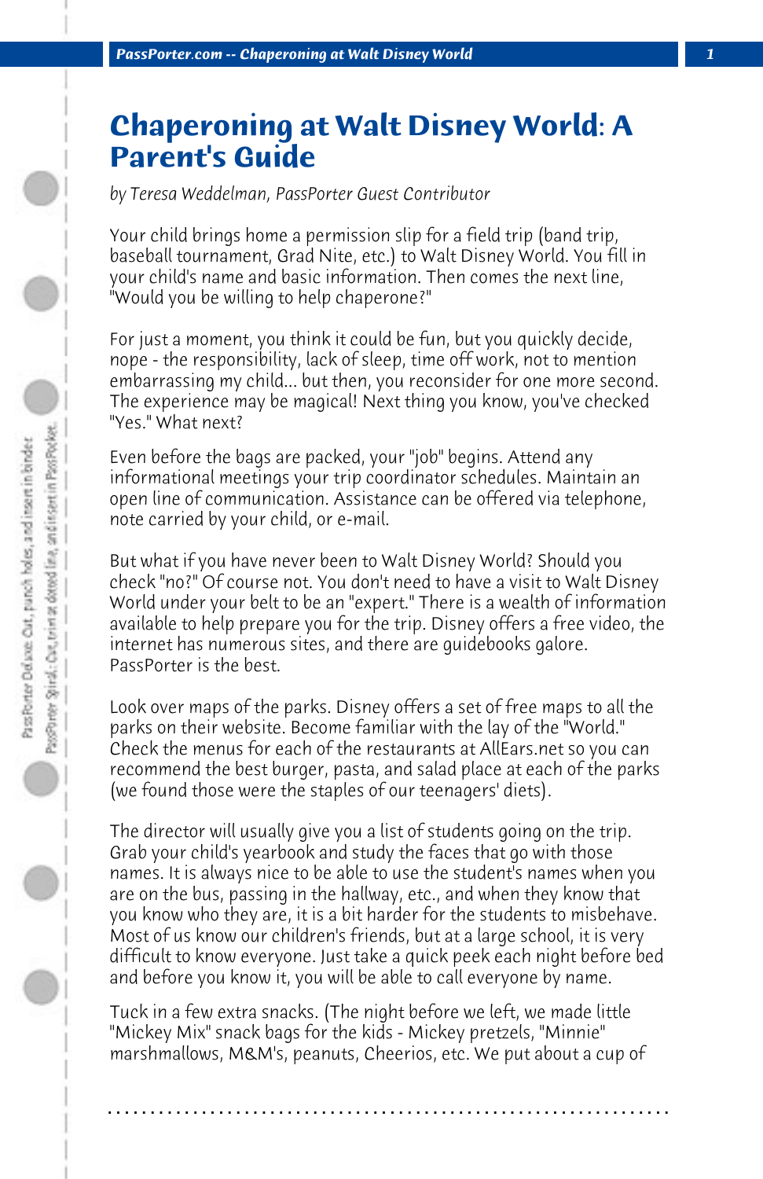# Chaperoning at Walt Disney World: A Parent's Guide

*by Teresa Weddelman, PassPorter Guest Contributor*

Your child brings home a permission slip for a field trip (band trip, baseball tournament, Grad Nite, etc.) to Walt Disney World. You fill in your child's name and basic information. Then comes the next line, "Would you be willing to help chaperone?"

For just a moment, you think it could be fun, but you quickly decide, nope - the responsibility, lack of sleep, time off work, not to mention embarrassing my child... but then, you reconsider for one more second. The experience may be magical! Next thing you know, you've checked "Yes." What next?

Even before the bags are packed, your "job" begins. Attend any informational meetings your trip coordinator schedules. Maintain an open line of communication. Assistance can be offered via telephone, note carried by your child, or e-mail.

But what if you have never been to Walt Disney World? Should you check "no?" Of course not. You don't need to have a visit to Walt Disney World under your belt to be an "expert." There is a wealth of information available to help prepare you for the trip. Disney offers a free video, the internet has numerous sites, and there are guidebooks galore. PassPorter is the best.

Look over maps of the parks. Disney offers a set of free maps to all the parks on their website. Become familiar with the lay of the "World." Check the menus for each of the restaurants at AllEars.net so you can recommend the best burger, pasta, and salad place at each of the parks (we found those were the staples of our teenagers' diets).

The director will usually give you a list of students going on the trip. Grab your child's yearbook and study the faces that go with those names. It is always nice to be able to use the student's names when you are on the bus, passing in the hallway, etc., and when they know that you know who they are, it is a bit harder for the students to misbehave. Most of us know our children's friends, but at a large school, it is very difficult to know everyone. Just take a quick peek each night before bed and before you know it, you will be able to call everyone by name.

Tuck in a few extra snacks. (The night before we left, we made little "Mickey Mix" snack bags for the kids - Mickey pretzels, "Minnie" marshmallows, M&M's, peanuts, Cheerios, etc. We put about a cup of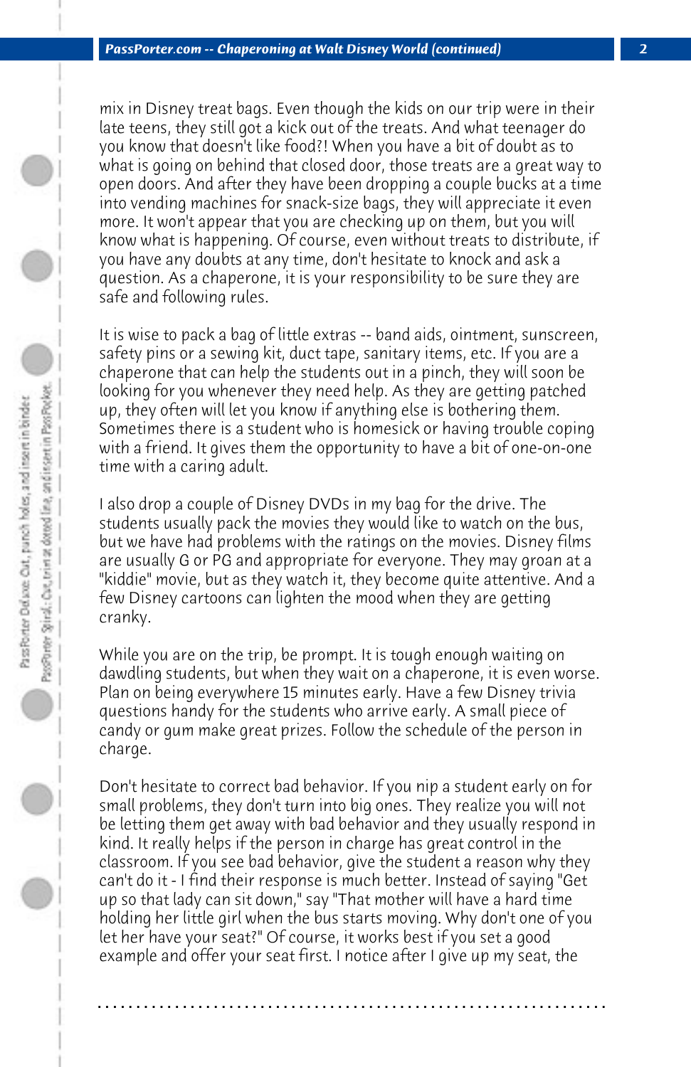mix in Disney treat bags. Even though the kids on our trip were in their late teens, they still got a kick out of the treats. And what teenager do you know that doesn't like food?! When you have a bit of doubt as to what is going on behind that closed door, those treats are a great way to open doors. And after they have been dropping a couple bucks at a time into vending machines for snack-size bags, they will appreciate it even more. It won't appear that you are checking up on them, but you will know what is happening. Of course, even without treats to distribute, if you have any doubts at any time, don't hesitate to knock and ask a question. As a chaperone, it is your responsibility to be sure they are safe and following rules.

It is wise to pack a bag of little extras -- band aids, ointment, sunscreen, safety pins or a sewing kit, duct tape, sanitary items, etc. If you are a chaperone that can help the students out in a pinch, they will soon be looking for you whenever they need help. As they are getting patched up, they often will let you know if anything else is bothering them. Sometimes there is a student who is homesick or having trouble coping with a friend. It gives them the opportunity to have a bit of one-on-one time with a caring adult.

I also drop a couple of Disney DVDs in my bag for the drive. The students usually pack the movies they would like to watch on the bus, but we have had problems with the ratings on the movies. Disney films are usually G or PG and appropriate for everyone. They may groan at a "kiddie" movie, but as they watch it, they become quite attentive. And a few Disney cartoons can lighten the mood when they are getting cranky.

While you are on the trip, be prompt. It is tough enough waiting on dawdling students, but when they wait on a chaperone, it is even worse. Plan on being everywhere 15 minutes early. Have a few Disney trivia questions handy for the students who arrive early. A small piece of candy or gum make great prizes. Follow the schedule of the person in charge.

Don't hesitate to correct bad behavior. If you nip a student early on for small problems, they don't turn into big ones. They realize you will not be letting them get away with bad behavior and they usually respond in kind. It really helps if the person in charge has great control in the classroom. If you see bad behavior, give the student a reason why they can't do it - I find their response is much better. Instead of saying "Get up so that lady can sit down," say "That mother will have a hard time holding her little girl when the bus starts moving. Why don't one of you let her have your seat?" Of course, it works best if you set a good example and offer your seat first. I notice after I give up my seat, the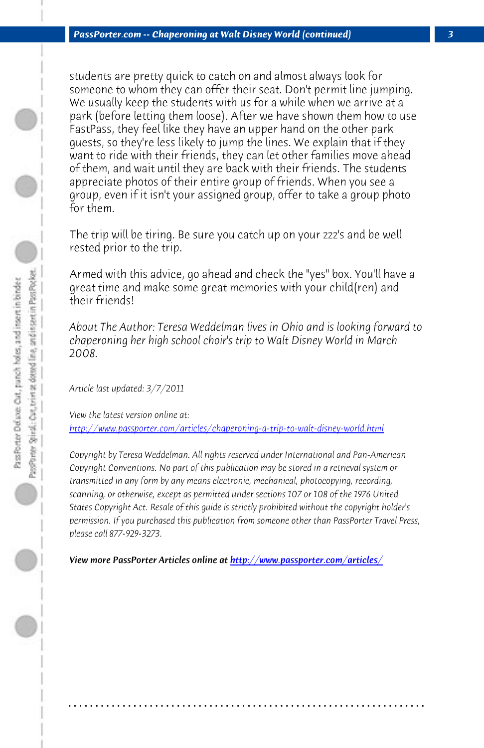students are pretty quick to catch on and almost always look for someone to whom they can offer their seat. Don't permit line jumping. We usually keep the students with us for a while when we arrive at a park (before letting them loose). After we have shown them how to use FastPass, they feel like they have an upper hand on the other park guests, so they're less likely to jump the lines. We explain that if they want to ride with their friends, they can let other families move ahead of them, and wait until they are back with their friends. The students appreciate photos of their entire group of friends. When you see a group, even if it isn't your assigned group, offer to take a group photo for them.

The trip will be tiring. Be sure you catch up on your zzz's and be well rested prior to the trip.

Armed with this advice, go ahead and check the "yes" box. You'll have a great time and make some great memories with your child(ren) and their friends!

*About The Author: Teresa Weddelman lives in Ohio and is looking forward to chaperoning her high school choir's trip to Walt Disney World in March 2008.*

*Article last updated: 3/7/2011*

*View the latest version online at:*
*http://www.passporter.com/articles/chaperoning-a-trip-to-walt-disney-world.html*

*Copyright by Teresa Weddelman. All rights reserved under International and Pan-American Copyright Conventions. No part of this publication may be stored in a retrieval system or transmitted in any form by any means electronic, mechanical, photocopying, recording, scanning, or otherwise, except as permitted under sections 107 or 108 of the 1976 United States Copyright Act. Resale of this guide is strictly prohibited without the copyright holder's permission. If you purchased this publication from someone other than PassPorter Travel Press, please call 877-929-3273.*

***View more PassPorter Articles online at http://www.passporter.com/articles/***